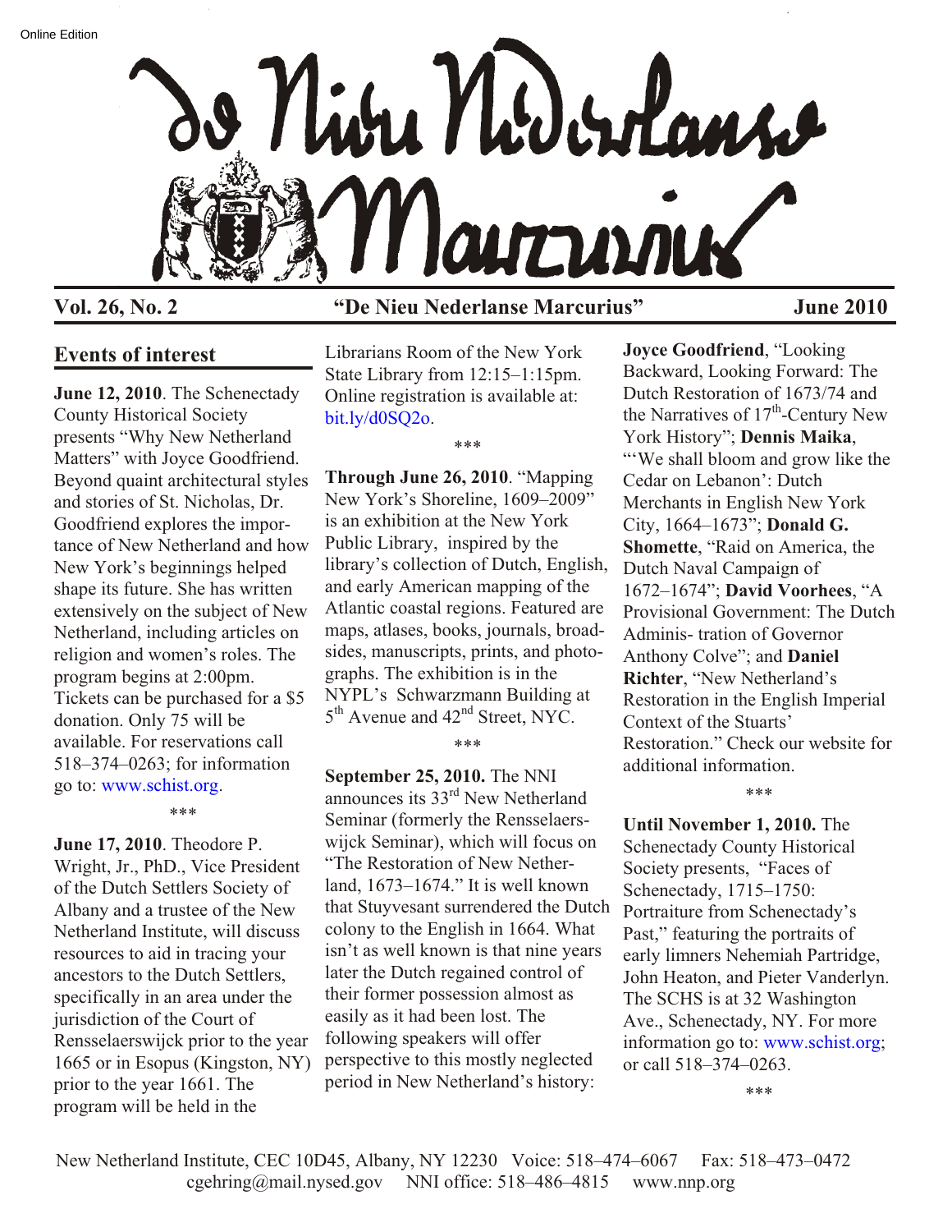Online Edition

# De Nieu Nederlanse Marcurius

**Vol. 26, No. 2** **"De Nieu Nederlanse Marcurius"** **June 2010**

## Events of interest

**June 12, 2010**. The Schenectady County Historical Society presents "Why New Netherland Matters" with Joyce Goodfriend. Beyond quaint architectural styles and stories of St. Nicholas, Dr. Goodfriend explores the importance of New Netherland and how New York's beginnings helped shape its future. She has written extensively on the subject of New Netherland, including articles on religion and women's roles. The program begins at 2:00pm. Tickets can be purchased for a $5 donation. Only 75 will be available. For reservations call 518–374–0263; for information go to: www.schist.org.

\*\*\*

**June 17, 2010**. Theodore P. Wright, Jr., PhD., Vice President of the Dutch Settlers Society of Albany and a trustee of the New Netherland Institute, will discuss resources to aid in tracing your ancestors to the Dutch Settlers, specifically in an area under the jurisdiction of the Court of Rensselaerswijck prior to the year 1665 or in Esopus (Kingston, NY) prior to the year 1661. The program will be held in the Librarians Room of the New York State Library from 12:15–1:15pm. Online registration is available at: bit.ly/d0SQ2o.

\*\*\*

**Through June 26, 2010**. "Mapping New York's Shoreline, 1609–2009" is an exhibition at the New York Public Library, inspired by the library's collection of Dutch, English, and early American mapping of the Atlantic coastal regions. Featured are maps, atlases, books, journals, broadsides, manuscripts, prints, and photographs. The exhibition is in the NYPL's Schwarzmann Building at 5th Avenue and 42nd Street, NYC.

\*\*\*

**September 25, 2010.** The NNI announces its 33rd New Netherland Seminar (formerly the Rensselaerswijck Seminar), which will focus on "The Restoration of New Netherland, 1673–1674." It is well known that Stuyvesant surrendered the Dutch colony to the English in 1664. What isn't as well known is that nine years later the Dutch regained control of their former possession almost as easily as it had been lost. The following speakers will offer perspective to this mostly neglected period in New Netherland's history: **Joyce Goodfriend**, "Looking Backward, Looking Forward: The Dutch Restoration of 1673/74 and the Narratives of 17th-Century New York History"; **Dennis Maika**, "'We shall bloom and grow like the Cedar on Lebanon': Dutch Merchants in English New York City, 1664–1673"; **Donald G. Shomette**, "Raid on America, the Dutch Naval Campaign of 1672–1674"; **David Voorhees**, "A Provisional Government: The Dutch Adminis- tration of Governor Anthony Colve"; and **Daniel Richter**, "New Netherland's Restoration in the English Imperial Context of the Stuarts' Restoration." Check our website for additional information.

\*\*\*

**Until November 1, 2010.** The Schenectady County Historical Society presents, "Faces of Schenectady, 1715–1750: Portraiture from Schenectady's Past," featuring the portraits of early limners Nehemiah Partridge, John Heaton, and Pieter Vanderlyn. The SCHS is at 32 Washington Ave., Schenectady, NY. For more information go to: www.schist.org; or call 518–374–0263.

\*\*\*

New Netherland Institute, CEC 10D45, Albany, NY 12230 Voice: 518–474–6067 Fax: 518–473–0472
cgehring@mail.nysed.gov NNI office: 518–486–4815 www.nnp.org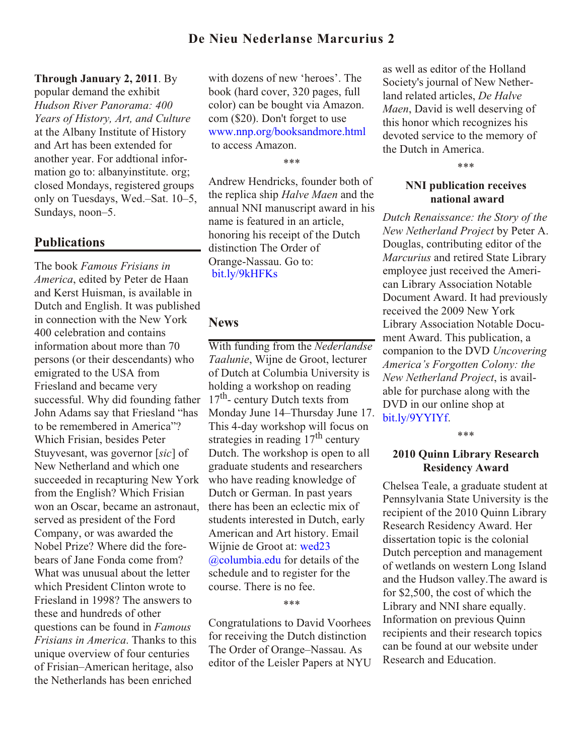**Through January 2, 2011**. By popular demand the exhibit *Hudson River Panorama: 400 Years of History, Art, and Culture* at the Albany Institute of History and Art has been extended for another year. For addtional information go to: albanyinstitute. org; closed Mondays, registered groups only on Tuesdays, Wed.–Sat. 10–5, Sundays, noon–5.

## Publications

The book *Famous Frisians in America*, edited by Peter de Haan and Kerst Huisman, is available in Dutch and English. It was published in connection with the New York 400 celebration and contains information about more than 70 persons (or their descendants) who emigrated to the USA from Friesland and became very successful. Why did founding father John Adams say that Friesland "has to be remembered in America"? Which Frisian, besides Peter Stuyvesant, was governor [*sic*] of New Netherland and which one succeeded in recapturing New York from the English? Which Frisian won an Oscar, became an astronaut, served as president of the Ford Company, or was awarded the Nobel Prize? Where did the forebears of Jane Fonda come from? What was unusual about the letter which President Clinton wrote to Friesland in 1998? The answers to these and hundreds of other questions can be found in *Famous Frisians in America*. Thanks to this unique overview of four centuries of Frisian–American heritage, also the Netherlands has been enriched with dozens of new 'heroes'. The book (hard cover, 320 pages, full color) can be bought via Amazon.com ($20). Don't forget to use www.nnp.org/booksandmore.html to access Amazon.

\*\*\*

Andrew Hendricks, founder both of the replica ship *Halve Maen* and the annual NNI manuscript award in his name is featured in an article, honoring his receipt of the Dutch distinction The Order of Orange-Nassau. Go to: bit.ly/9kHFKs

## News

With funding from the *Nederlandse Taalunie*, Wijne de Groot, lecturer of Dutch at Columbia University is holding a workshop on reading 17th- century Dutch texts from Monday June 14–Thursday June 17. This 4-day workshop will focus on strategies in reading 17th century Dutch. The workshop is open to all graduate students and researchers who have reading knowledge of Dutch or German. In past years there has been an eclectic mix of students interested in Dutch, early American and Art history. Email Wijnie de Groot at: wed23@columbia.edu for details of the schedule and to register for the course. There is no fee.

\*\*\*

Congratulations to David Voorhees for receiving the Dutch distinction The Order of Orange–Nassau. As editor of the Leisler Papers at NYU as well as editor of the Holland Society's journal of New Netherland related articles, *De Halve Maen*, David is well deserving of this honor which recognizes his devoted service to the memory of the Dutch in America.

\*\*\*

### NNI publication receives national award

*Dutch Renaissance: the Story of the New Netherland Project* by Peter A. Douglas, contributing editor of the *Marcurius* and retired State Library employee just received the American Library Association Notable Document Award. It had previously received the 2009 New York Library Association Notable Document Award. This publication, a companion to the DVD *Uncovering America's Forgotten Colony: the New Netherland Project*, is available for purchase along with the DVD in our online shop at bit.ly/9YYIYf.

\*\*\*

### 2010 Quinn Library Research Residency Award

Chelsea Teale, a graduate student at Pennsylvania State University is the recipient of the 2010 Quinn Library Research Residency Award. Her dissertation topic is the colonial Dutch perception and management of wetlands on western Long Island and the Hudson valley.The award is for $2,500, the cost of which the Library and NNI share equally. Information on previous Quinn recipients and their research topics can be found at our website under Research and Education.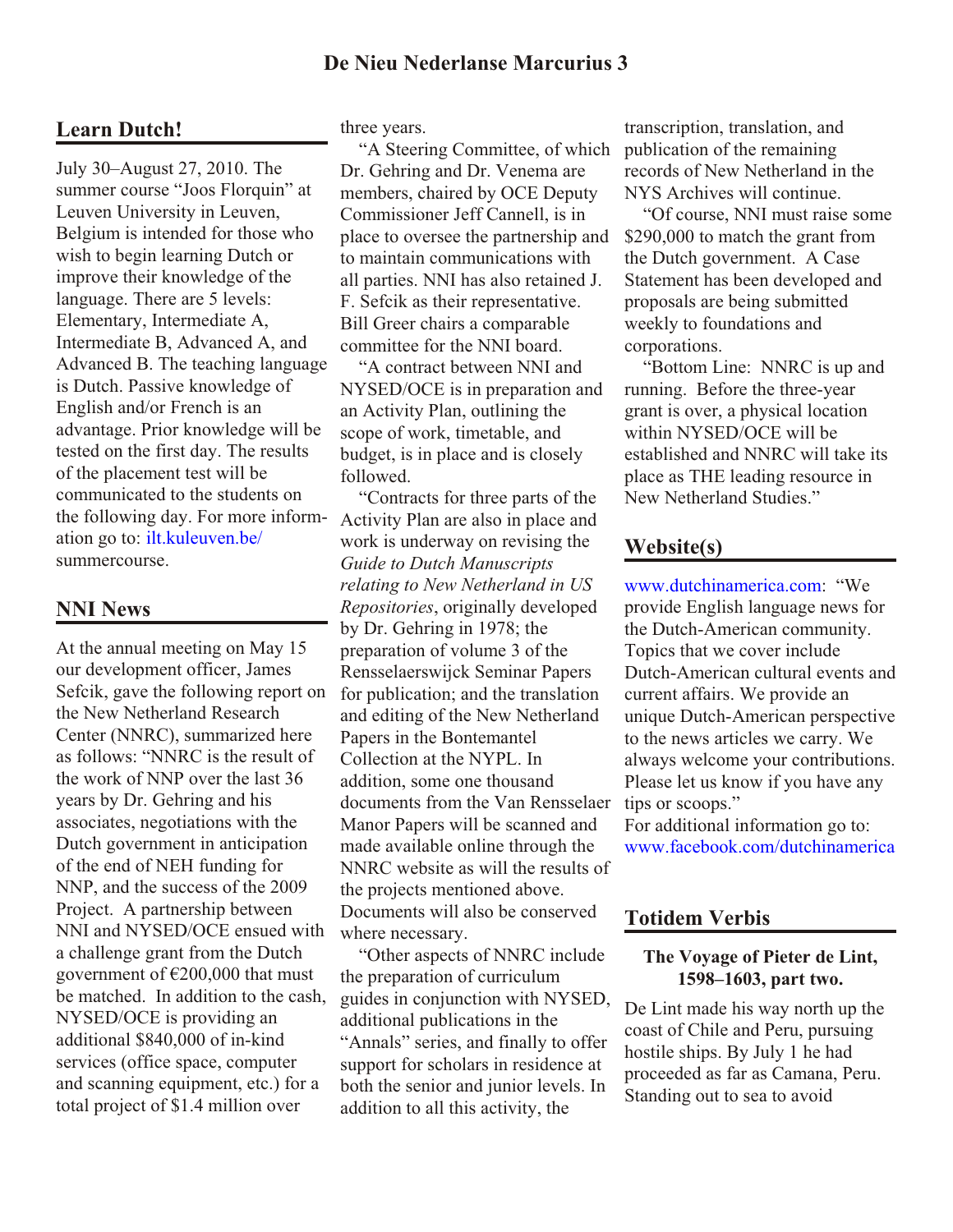## Learn Dutch!

July 30–August 27, 2010. The summer course "Joos Florquin" at Leuven University in Leuven, Belgium is intended for those who wish to begin learning Dutch or improve their knowledge of the language. There are 5 levels: Elementary, Intermediate A, Intermediate B, Advanced A, and Advanced B. The teaching language is Dutch. Passive knowledge of English and/or French is an advantage. Prior knowledge will be tested on the first day. The results of the placement test will be communicated to the students on the following day. For more information go to: ilt.kuleuven.be/summercourse.

## NNI News

At the annual meeting on May 15 our development officer, James Sefcik, gave the following report on the New Netherland Research Center (NNRC), summarized here as follows: "NNRC is the result of the work of NNP over the last 36 years by Dr. Gehring and his associates, negotiations with the Dutch government in anticipation of the end of NEH funding for NNP, and the success of the 2009 Project. A partnership between NNI and NYSED/OCE ensued with a challenge grant from the Dutch government of €200,000 that must be matched. In addition to the cash, NYSED/OCE is providing an additional $840,000 of in-kind services (office space, computer and scanning equipment, etc.) for a total project of $1.4 million over three years.

"A Steering Committee, of which Dr. Gehring and Dr. Venema are members, chaired by OCE Deputy Commissioner Jeff Cannell, is in place to oversee the partnership and to maintain communications with all parties. NNI has also retained J. F. Sefcik as their representative. Bill Greer chairs a comparable committee for the NNI board.

"A contract between NNI and NYSED/OCE is in preparation and an Activity Plan, outlining the scope of work, timetable, and budget, is in place and is closely followed.

"Contracts for three parts of the Activity Plan are also in place and work is underway on revising the *Guide to Dutch Manuscripts relating to New Netherland in US Repositories*, originally developed by Dr. Gehring in 1978; the preparation of volume 3 of the Rensselaerswijck Seminar Papers for publication; and the translation and editing of the New Netherland Papers in the Bontemantel Collection at the NYPL. In addition, some one thousand documents from the Van Rensselaer Manor Papers will be scanned and made available online through the NNRC website as will the results of the projects mentioned above. Documents will also be conserved where necessary.

"Other aspects of NNRC include the preparation of curriculum guides in conjunction with NYSED, additional publications in the "Annals" series, and finally to offer support for scholars in residence at both the senior and junior levels. In addition to all this activity, the transcription, translation, and publication of the remaining records of New Netherland in the NYS Archives will continue.

"Of course, NNI must raise some $290,000 to match the grant from the Dutch government. A Case Statement has been developed and proposals are being submitted weekly to foundations and corporations.

"Bottom Line: NNRC is up and running. Before the three-year grant is over, a physical location within NYSED/OCE will be established and NNRC will take its place as THE leading resource in New Netherland Studies."

## Website(s)

www.dutchinamerica.com: "We provide English language news for the Dutch-American community. Topics that we cover include Dutch-American cultural events and current affairs. We provide an unique Dutch-American perspective to the news articles we carry. We always welcome your contributions. Please let us know if you have any tips or scoops."

For additional information go to: www.facebook.com/dutchinamerica

## Totidem Verbis

### The Voyage of Pieter de Lint, 1598–1603, part two.

De Lint made his way north up the coast of Chile and Peru, pursuing hostile ships. By July 1 he had proceeded as far as Camana, Peru. Standing out to sea to avoid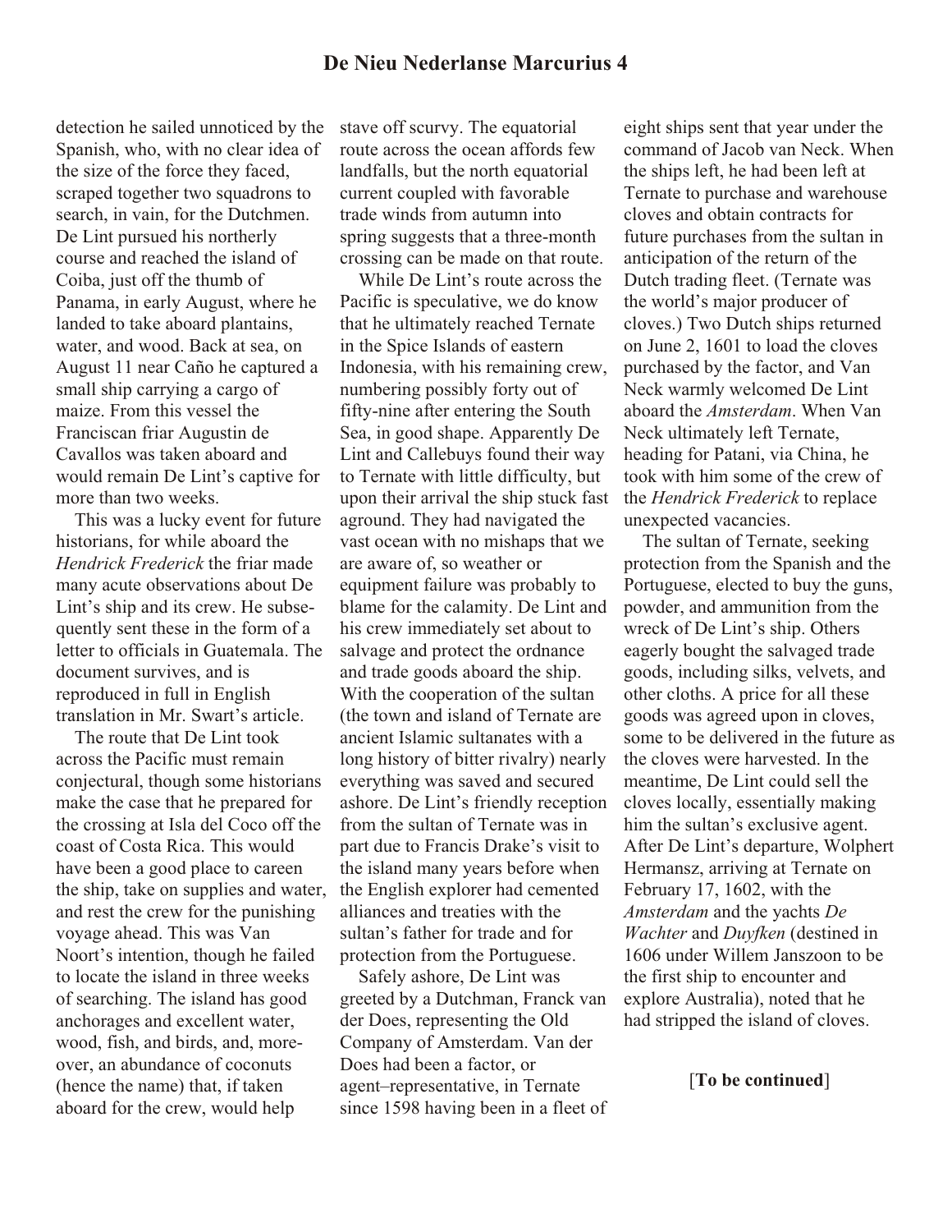detection he sailed unnoticed by the Spanish, who, with no clear idea of the size of the force they faced, scraped together two squadrons to search, in vain, for the Dutchmen. De Lint pursued his northerly course and reached the island of Coiba, just off the thumb of Panama, in early August, where he landed to take aboard plantains, water, and wood. Back at sea, on August 11 near Caño he captured a small ship carrying a cargo of maize. From this vessel the Franciscan friar Augustin de Cavallos was taken aboard and would remain De Lint's captive for more than two weeks.

This was a lucky event for future historians, for while aboard the *Hendrick Frederick* the friar made many acute observations about De Lint's ship and its crew. He subsequently sent these in the form of a letter to officials in Guatemala. The document survives, and is reproduced in full in English translation in Mr. Swart's article.

The route that De Lint took across the Pacific must remain conjectural, though some historians make the case that he prepared for the crossing at Isla del Coco off the coast of Costa Rica. This would have been a good place to careen the ship, take on supplies and water, and rest the crew for the punishing voyage ahead. This was Van Noort's intention, though he failed to locate the island in three weeks of searching. The island has good anchorages and excellent water, wood, fish, and birds, and, moreover, an abundance of coconuts (hence the name) that, if taken aboard for the crew, would help stave off scurvy. The equatorial route across the ocean affords few landfalls, but the north equatorial current coupled with favorable trade winds from autumn into spring suggests that a three-month crossing can be made on that route.

While De Lint's route across the Pacific is speculative, we do know that he ultimately reached Ternate in the Spice Islands of eastern Indonesia, with his remaining crew, numbering possibly forty out of fifty-nine after entering the South Sea, in good shape. Apparently De Lint and Callebuys found their way to Ternate with little difficulty, but upon their arrival the ship stuck fast aground. They had navigated the vast ocean with no mishaps that we are aware of, so weather or equipment failure was probably to blame for the calamity. De Lint and his crew immediately set about to salvage and protect the ordnance and trade goods aboard the ship. With the cooperation of the sultan (the town and island of Ternate are ancient Islamic sultanates with a long history of bitter rivalry) nearly everything was saved and secured ashore. De Lint's friendly reception from the sultan of Ternate was in part due to Francis Drake's visit to the island many years before when the English explorer had cemented alliances and treaties with the sultan's father for trade and for protection from the Portuguese.

Safely ashore, De Lint was greeted by a Dutchman, Franck van der Does, representing the Old Company of Amsterdam. Van der Does had been a factor, or agent–representative, in Ternate since 1598 having been in a fleet of eight ships sent that year under the command of Jacob van Neck. When the ships left, he had been left at Ternate to purchase and warehouse cloves and obtain contracts for future purchases from the sultan in anticipation of the return of the Dutch trading fleet. (Ternate was the world's major producer of cloves.) Two Dutch ships returned on June 2, 1601 to load the cloves purchased by the factor, and Van Neck warmly welcomed De Lint aboard the *Amsterdam*. When Van Neck ultimately left Ternate, heading for Patani, via China, he took with him some of the crew of the *Hendrick Frederick* to replace unexpected vacancies.

The sultan of Ternate, seeking protection from the Spanish and the Portuguese, elected to buy the guns, powder, and ammunition from the wreck of De Lint's ship. Others eagerly bought the salvaged trade goods, including silks, velvets, and other cloths. A price for all these goods was agreed upon in cloves, some to be delivered in the future as the cloves were harvested. In the meantime, De Lint could sell the cloves locally, essentially making him the sultan's exclusive agent. After De Lint's departure, Wolphert Hermansz, arriving at Ternate on February 17, 1602, with the *Amsterdam* and the yachts *De Wachter* and *Duyfken* (destined in 1606 under Willem Janszoon to be the first ship to encounter and explore Australia), noted that he had stripped the island of cloves.

[**To be continued**]